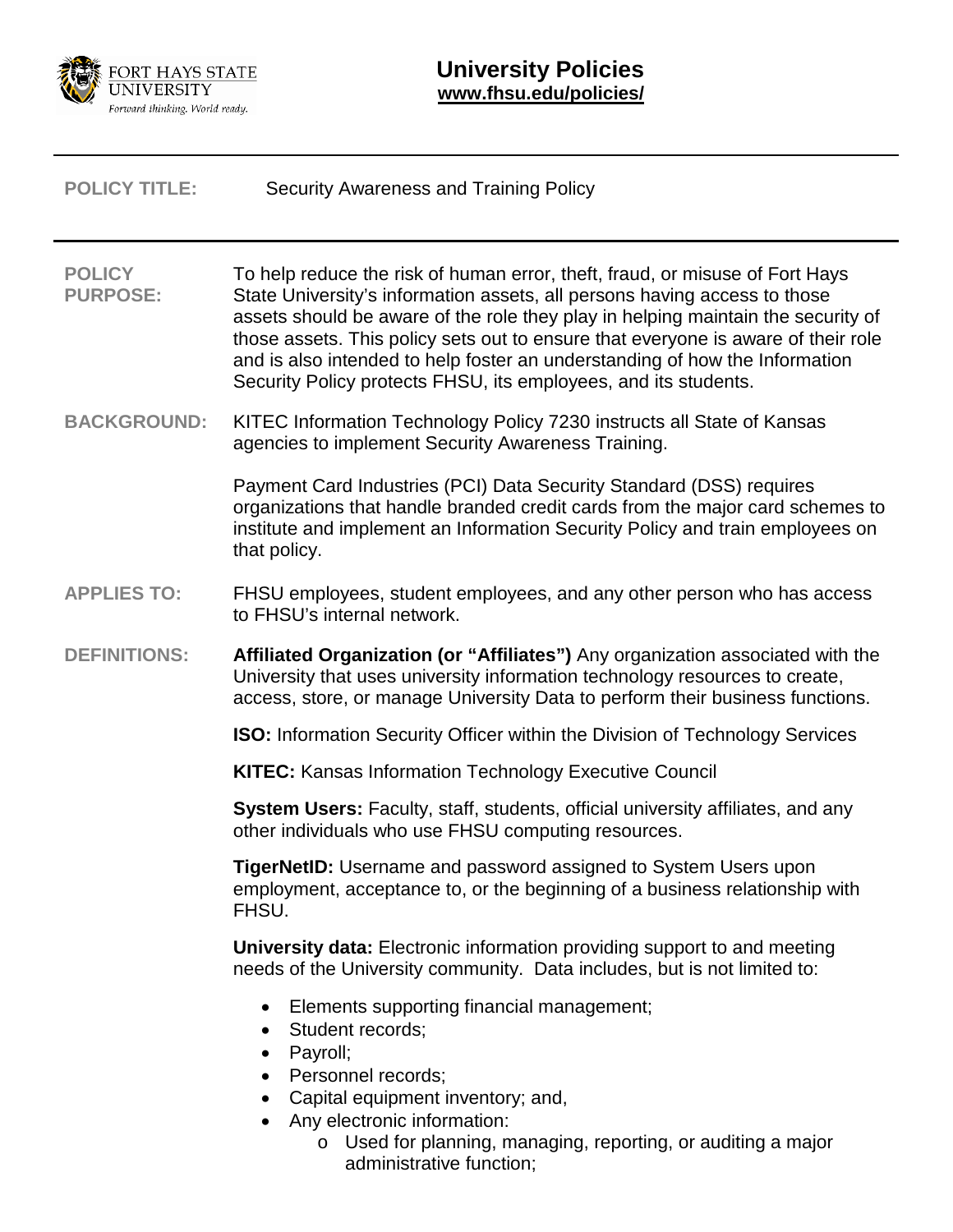FORT HAYS STATE UNIVERSITY
*Forward thinking. World ready.*

# University Policies
**www.fhsu.edu/policies/**

---

**POLICY TITLE:** Security Awareness and Training Policy

---

**POLICY PURPOSE:** To help reduce the risk of human error, theft, fraud, or misuse of Fort Hays State University's information assets, all persons having access to those assets should be aware of the role they play in helping maintain the security of those assets. This policy sets out to ensure that everyone is aware of their role and is also intended to help foster an understanding of how the Information Security Policy protects FHSU, its employees, and its students.

**BACKGROUND:** KITEC Information Technology Policy 7230 instructs all State of Kansas agencies to implement Security Awareness Training.

Payment Card Industries (PCI) Data Security Standard (DSS) requires organizations that handle branded credit cards from the major card schemes to institute and implement an Information Security Policy and train employees on that policy.

**APPLIES TO:** FHSU employees, student employees, and any other person who has access to FHSU's internal network.

**DEFINITIONS:** **Affiliated Organization (or "Affiliates")** Any organization associated with the University that uses university information technology resources to create, access, store, or manage University Data to perform their business functions.

**ISO:** Information Security Officer within the Division of Technology Services

**KITEC:** Kansas Information Technology Executive Council

**System Users:** Faculty, staff, students, official university affiliates, and any other individuals who use FHSU computing resources.

**TigerNetID:** Username and password assigned to System Users upon employment, acceptance to, or the beginning of a business relationship with FHSU.

**University data:** Electronic information providing support to and meeting needs of the University community. Data includes, but is not limited to:

- Elements supporting financial management;
- Student records;
- Payroll;
- Personnel records;
- Capital equipment inventory; and,
- Any electronic information:
  - Used for planning, managing, reporting, or auditing a major administrative function;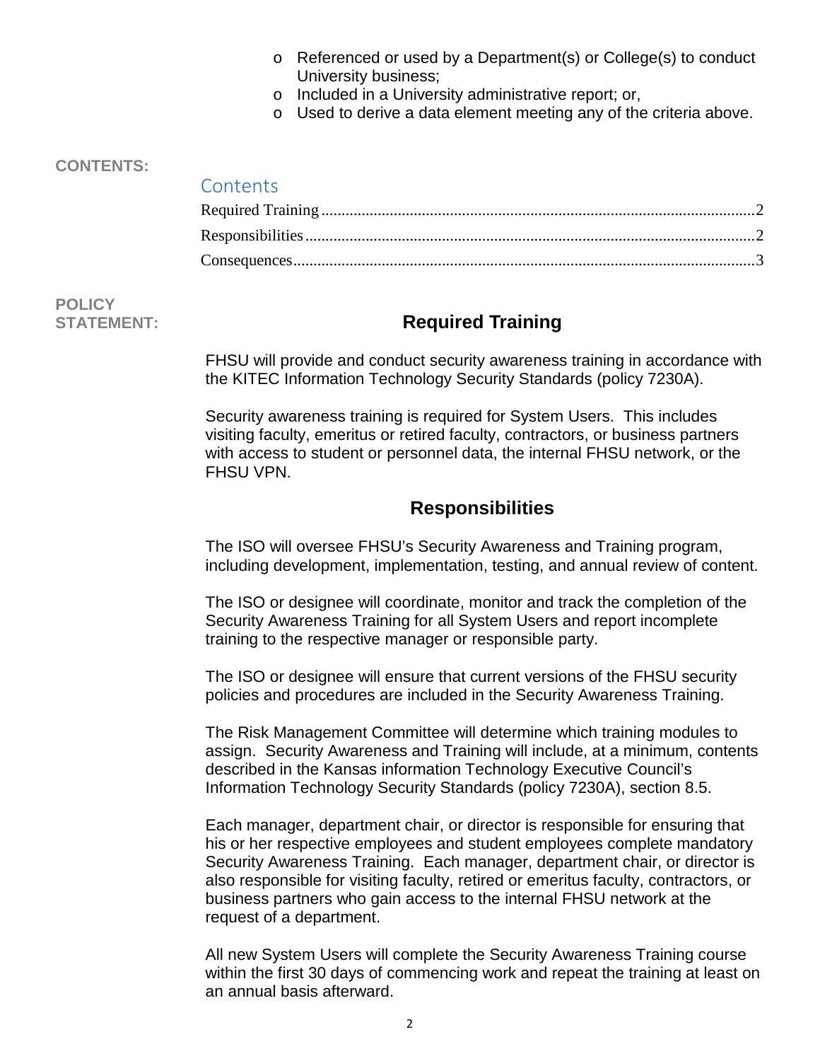- Referenced or used by a Department(s) or College(s) to conduct University business;
- Included in a University administrative report; or,
- Used to derive a data element meeting any of the criteria above.

**CONTENTS:**

Contents

Required Training ........................................................................................................2

Responsibilities ............................................................................................................2

Consequences ...............................................................................................................3

**POLICY STATEMENT:**

## Required Training

FHSU will provide and conduct security awareness training in accordance with the KITEC Information Technology Security Standards (policy 7230A).

Security awareness training is required for System Users. This includes visiting faculty, emeritus or retired faculty, contractors, or business partners with access to student or personnel data, the internal FHSU network, or the FHSU VPN.

## Responsibilities

The ISO will oversee FHSU's Security Awareness and Training program, including development, implementation, testing, and annual review of content.

The ISO or designee will coordinate, monitor and track the completion of the Security Awareness Training for all System Users and report incomplete training to the respective manager or responsible party.

The ISO or designee will ensure that current versions of the FHSU security policies and procedures are included in the Security Awareness Training.

The Risk Management Committee will determine which training modules to assign. Security Awareness and Training will include, at a minimum, contents described in the Kansas information Technology Executive Council's Information Technology Security Standards (policy 7230A), section 8.5.

Each manager, department chair, or director is responsible for ensuring that his or her respective employees and student employees complete mandatory Security Awareness Training. Each manager, department chair, or director is also responsible for visiting faculty, retired or emeritus faculty, contractors, or business partners who gain access to the internal FHSU network at the request of a department.

All new System Users will complete the Security Awareness Training course within the first 30 days of commencing work and repeat the training at least on an annual basis afterward.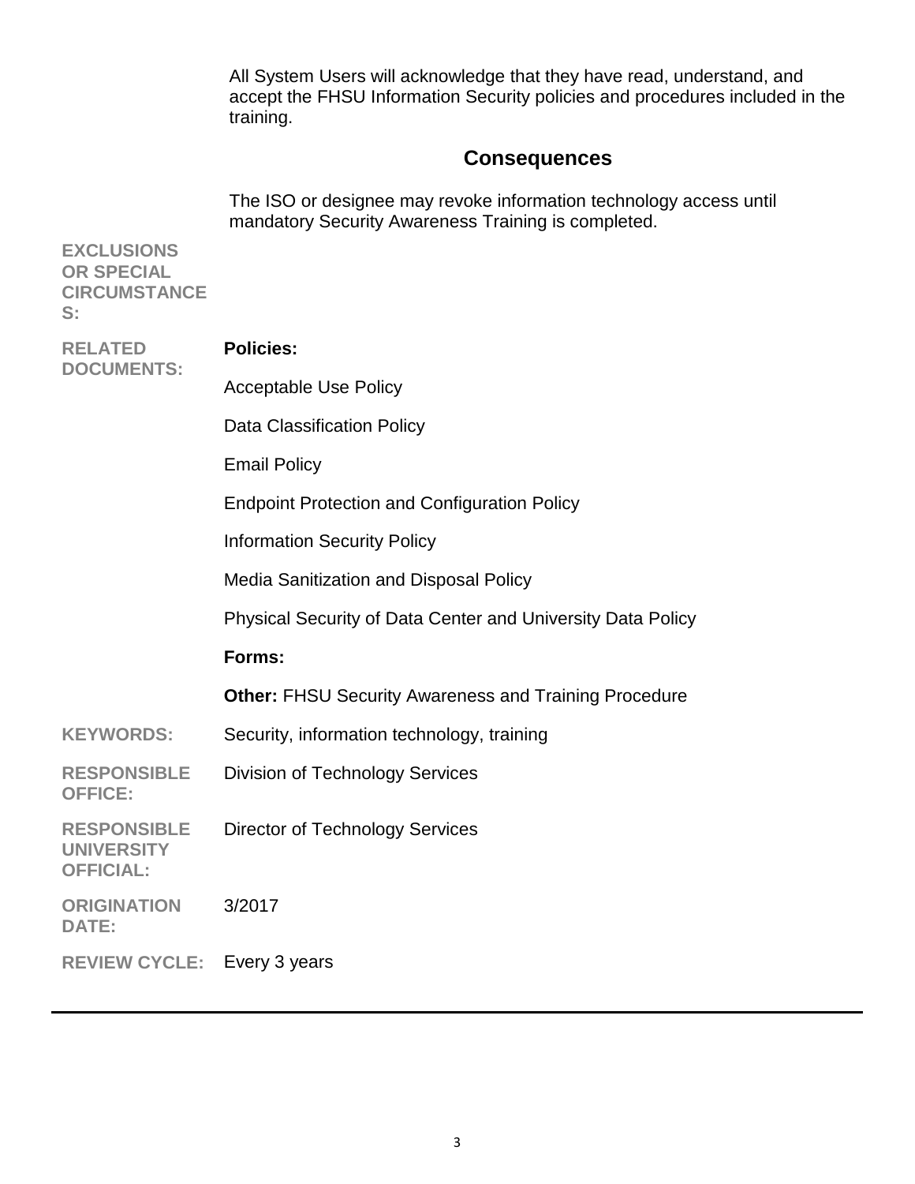All System Users will acknowledge that they have read, understand, and accept the FHSU Information Security policies and procedures included in the training.

## Consequences

The ISO or designee may revoke information technology access until mandatory Security Awareness Training is completed.

**EXCLUSIONS OR SPECIAL CIRCUMSTANCES:**

**RELATED DOCUMENTS:**

**Policies:**

Acceptable Use Policy

Data Classification Policy

Email Policy

Endpoint Protection and Configuration Policy

Information Security Policy

Media Sanitization and Disposal Policy

Physical Security of Data Center and University Data Policy

**Forms:**

**Other:** FHSU Security Awareness and Training Procedure

**KEYWORDS:** Security, information technology, training

**RESPONSIBLE OFFICE:** Division of Technology Services

**RESPONSIBLE UNIVERSITY OFFICIAL:** Director of Technology Services

**ORIGINATION DATE:** 3/2017

**REVIEW CYCLE:** Every 3 years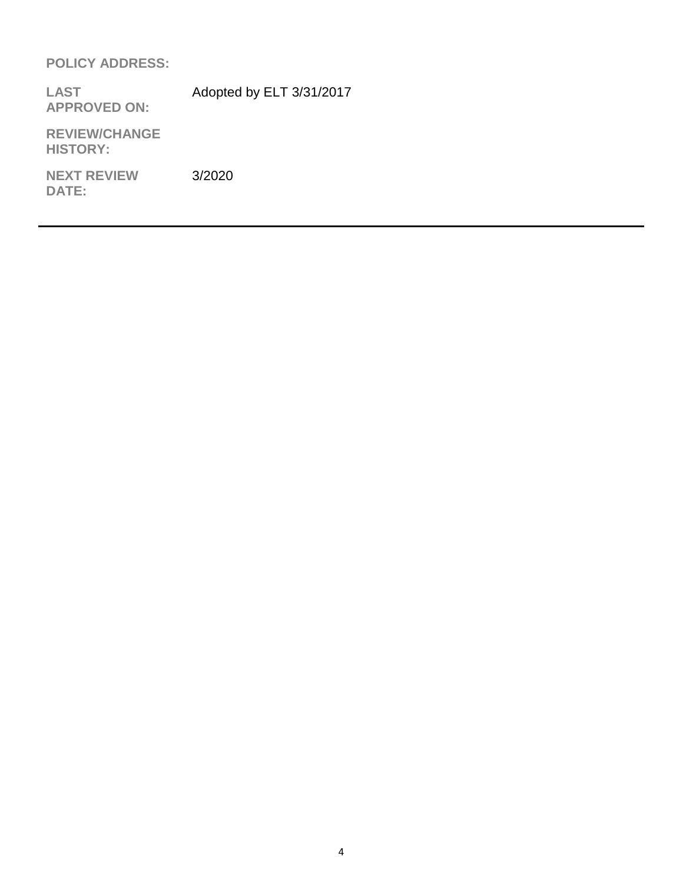**POLICY ADDRESS:**

**LAST APPROVED ON:** Adopted by ELT 3/31/2017

**REVIEW/CHANGE HISTORY:**

**NEXT REVIEW DATE:** 3/2020

---